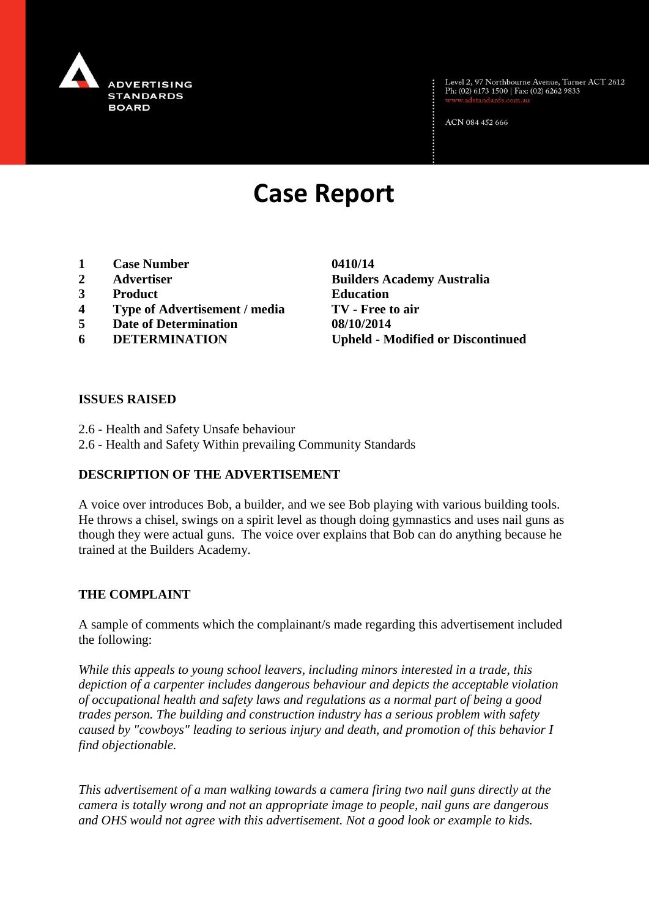ADVERTISING STANDARDS BOARD

Level 2, 97 Northbourne Avenue, Turner ACT 2612
Ph: (02) 6173 1500 | Fax: (02) 6262 9833
www.adstandards.com.au

ACN 084 452 666

# Case Report

| | | |
|---|---|---|
| **1** | **Case Number** | **0410/14** |
| **2** | **Advertiser** | **Builders Academy Australia** |
| **3** | **Product** | **Education** |
| **4** | **Type of Advertisement / media** | **TV - Free to air** |
| **5** | **Date of Determination** | **08/10/2014** |
| **6** | **DETERMINATION** | **Upheld - Modified or Discontinued** |

## ISSUES RAISED

2.6 - Health and Safety Unsafe behaviour
2.6 - Health and Safety Within prevailing Community Standards

## DESCRIPTION OF THE ADVERTISEMENT

A voice over introduces Bob, a builder, and we see Bob playing with various building tools. He throws a chisel, swings on a spirit level as though doing gymnastics and uses nail guns as though they were actual guns. The voice over explains that Bob can do anything because he trained at the Builders Academy.

## THE COMPLAINT

A sample of comments which the complainant/s made regarding this advertisement included the following:

*While this appeals to young school leavers, including minors interested in a trade, this depiction of a carpenter includes dangerous behaviour and depicts the acceptable violation of occupational health and safety laws and regulations as a normal part of being a good trades person. The building and construction industry has a serious problem with safety caused by "cowboys" leading to serious injury and death, and promotion of this behavior I find objectionable.*

*This advertisement of a man walking towards a camera firing two nail guns directly at the camera is totally wrong and not an appropriate image to people, nail guns are dangerous and OHS would not agree with this advertisement. Not a good look or example to kids.*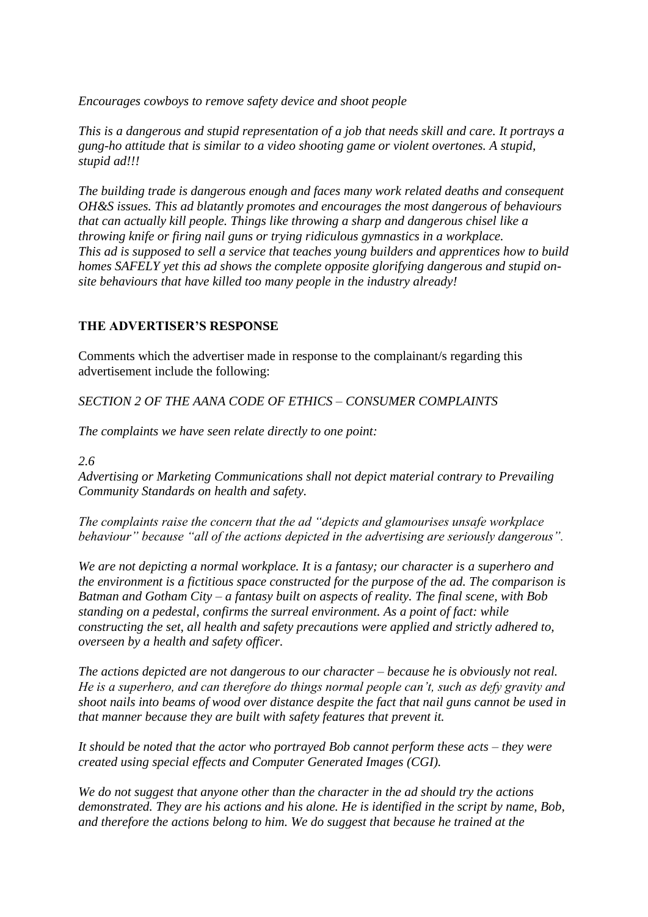*Encourages cowboys to remove safety device and shoot people*

*This is a dangerous and stupid representation of a job that needs skill and care. It portrays a gung-ho attitude that is similar to a video shooting game or violent overtones. A stupid, stupid ad!!!*

*The building trade is dangerous enough and faces many work related deaths and consequent OH&S issues. This ad blatantly promotes and encourages the most dangerous of behaviours that can actually kill people. Things like throwing a sharp and dangerous chisel like a throwing knife or firing nail guns or trying ridiculous gymnastics in a workplace. This ad is supposed to sell a service that teaches young builders and apprentices how to build homes SAFELY yet this ad shows the complete opposite glorifying dangerous and stupid on-site behaviours that have killed too many people in the industry already!*

## THE ADVERTISER'S RESPONSE

Comments which the advertiser made in response to the complainant/s regarding this advertisement include the following:

*SECTION 2 OF THE AANA CODE OF ETHICS – CONSUMER COMPLAINTS*

*The complaints we have seen relate directly to one point:*

*2.6*
*Advertising or Marketing Communications shall not depict material contrary to Prevailing Community Standards on health and safety.*

*The complaints raise the concern that the ad "depicts and glamourises unsafe workplace behaviour" because "all of the actions depicted in the advertising are seriously dangerous".*

*We are not depicting a normal workplace. It is a fantasy; our character is a superhero and the environment is a fictitious space constructed for the purpose of the ad. The comparison is Batman and Gotham City – a fantasy built on aspects of reality. The final scene, with Bob standing on a pedestal, confirms the surreal environment. As a point of fact: while constructing the set, all health and safety precautions were applied and strictly adhered to, overseen by a health and safety officer.*

*The actions depicted are not dangerous to our character – because he is obviously not real. He is a superhero, and can therefore do things normal people can't, such as defy gravity and shoot nails into beams of wood over distance despite the fact that nail guns cannot be used in that manner because they are built with safety features that prevent it.*

*It should be noted that the actor who portrayed Bob cannot perform these acts – they were created using special effects and Computer Generated Images (CGI).*

*We do not suggest that anyone other than the character in the ad should try the actions demonstrated. They are his actions and his alone. He is identified in the script by name, Bob, and therefore the actions belong to him. We do suggest that because he trained at the*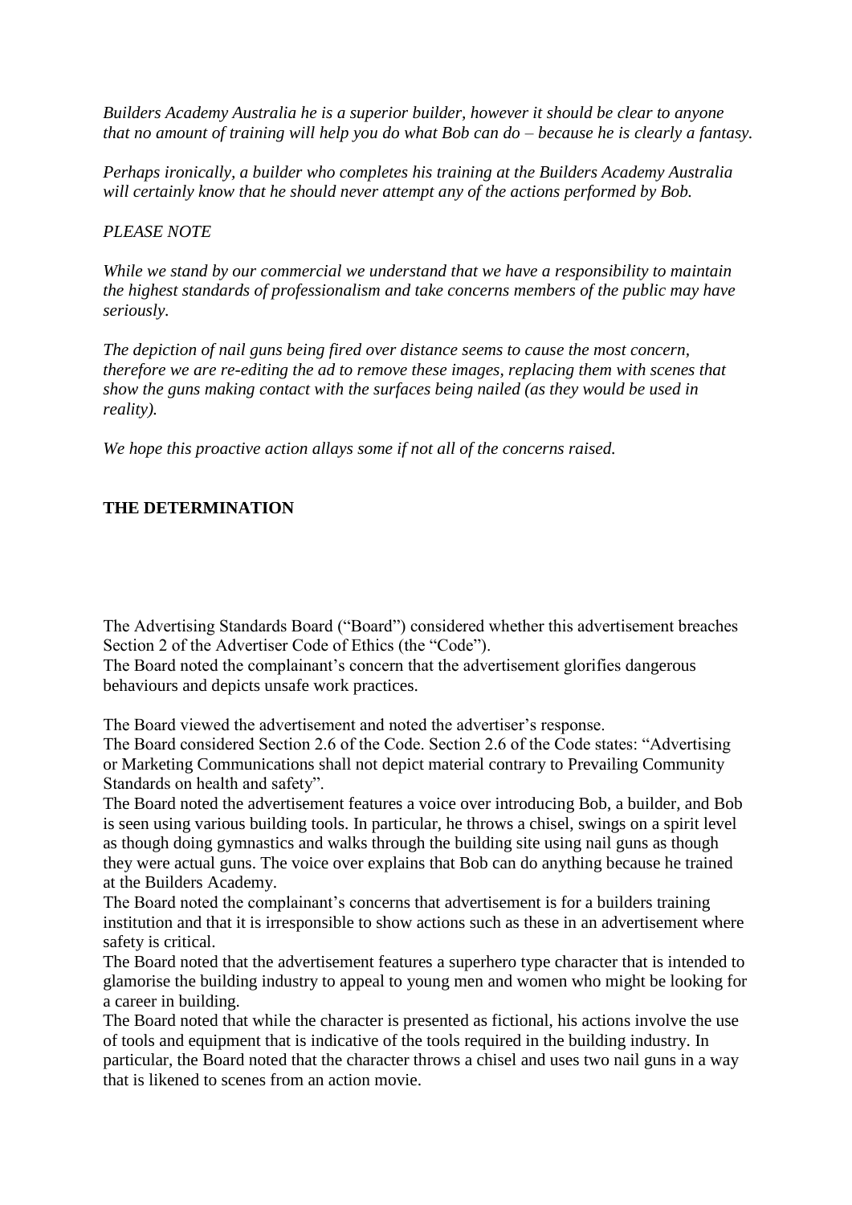*Builders Academy Australia he is a superior builder, however it should be clear to anyone that no amount of training will help you do what Bob can do – because he is clearly a fantasy.*

*Perhaps ironically, a builder who completes his training at the Builders Academy Australia will certainly know that he should never attempt any of the actions performed by Bob.*

*PLEASE NOTE*

*While we stand by our commercial we understand that we have a responsibility to maintain the highest standards of professionalism and take concerns members of the public may have seriously.*

*The depiction of nail guns being fired over distance seems to cause the most concern, therefore we are re-editing the ad to remove these images, replacing them with scenes that show the guns making contact with the surfaces being nailed (as they would be used in reality).*

*We hope this proactive action allays some if not all of the concerns raised.*

**THE DETERMINATION**

The Advertising Standards Board ("Board") considered whether this advertisement breaches Section 2 of the Advertiser Code of Ethics (the "Code").

The Board noted the complainant's concern that the advertisement glorifies dangerous behaviours and depicts unsafe work practices.

The Board viewed the advertisement and noted the advertiser's response.

The Board considered Section 2.6 of the Code. Section 2.6 of the Code states: "Advertising or Marketing Communications shall not depict material contrary to Prevailing Community Standards on health and safety".

The Board noted the advertisement features a voice over introducing Bob, a builder, and Bob is seen using various building tools. In particular, he throws a chisel, swings on a spirit level as though doing gymnastics and walks through the building site using nail guns as though they were actual guns. The voice over explains that Bob can do anything because he trained at the Builders Academy.

The Board noted the complainant's concerns that advertisement is for a builders training institution and that it is irresponsible to show actions such as these in an advertisement where safety is critical.

The Board noted that the advertisement features a superhero type character that is intended to glamorise the building industry to appeal to young men and women who might be looking for a career in building.

The Board noted that while the character is presented as fictional, his actions involve the use of tools and equipment that is indicative of the tools required in the building industry. In particular, the Board noted that the character throws a chisel and uses two nail guns in a way that is likened to scenes from an action movie.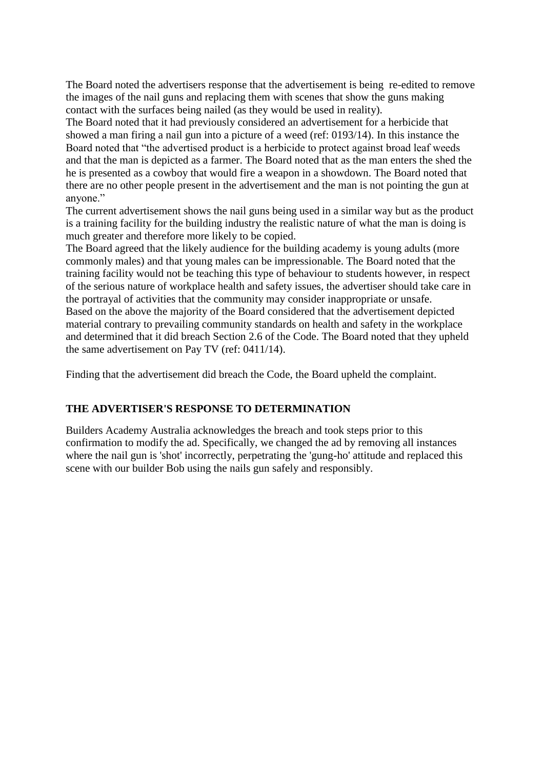The Board noted the advertisers response that the advertisement is being re-edited to remove the images of the nail guns and replacing them with scenes that show the guns making contact with the surfaces being nailed (as they would be used in reality).

The Board noted that it had previously considered an advertisement for a herbicide that showed a man firing a nail gun into a picture of a weed (ref: 0193/14). In this instance the Board noted that "the advertised product is a herbicide to protect against broad leaf weeds and that the man is depicted as a farmer. The Board noted that as the man enters the shed the he is presented as a cowboy that would fire a weapon in a showdown. The Board noted that there are no other people present in the advertisement and the man is not pointing the gun at anyone."

The current advertisement shows the nail guns being used in a similar way but as the product is a training facility for the building industry the realistic nature of what the man is doing is much greater and therefore more likely to be copied.

The Board agreed that the likely audience for the building academy is young adults (more commonly males) and that young males can be impressionable. The Board noted that the training facility would not be teaching this type of behaviour to students however, in respect of the serious nature of workplace health and safety issues, the advertiser should take care in the portrayal of activities that the community may consider inappropriate or unsafe.

Based on the above the majority of the Board considered that the advertisement depicted material contrary to prevailing community standards on health and safety in the workplace and determined that it did breach Section 2.6 of the Code. The Board noted that they upheld the same advertisement on Pay TV (ref: 0411/14).

Finding that the advertisement did breach the Code, the Board upheld the complaint.

## THE ADVERTISER'S RESPONSE TO DETERMINATION

Builders Academy Australia acknowledges the breach and took steps prior to this confirmation to modify the ad. Specifically, we changed the ad by removing all instances where the nail gun is 'shot' incorrectly, perpetrating the 'gung-ho' attitude and replaced this scene with our builder Bob using the nails gun safely and responsibly.